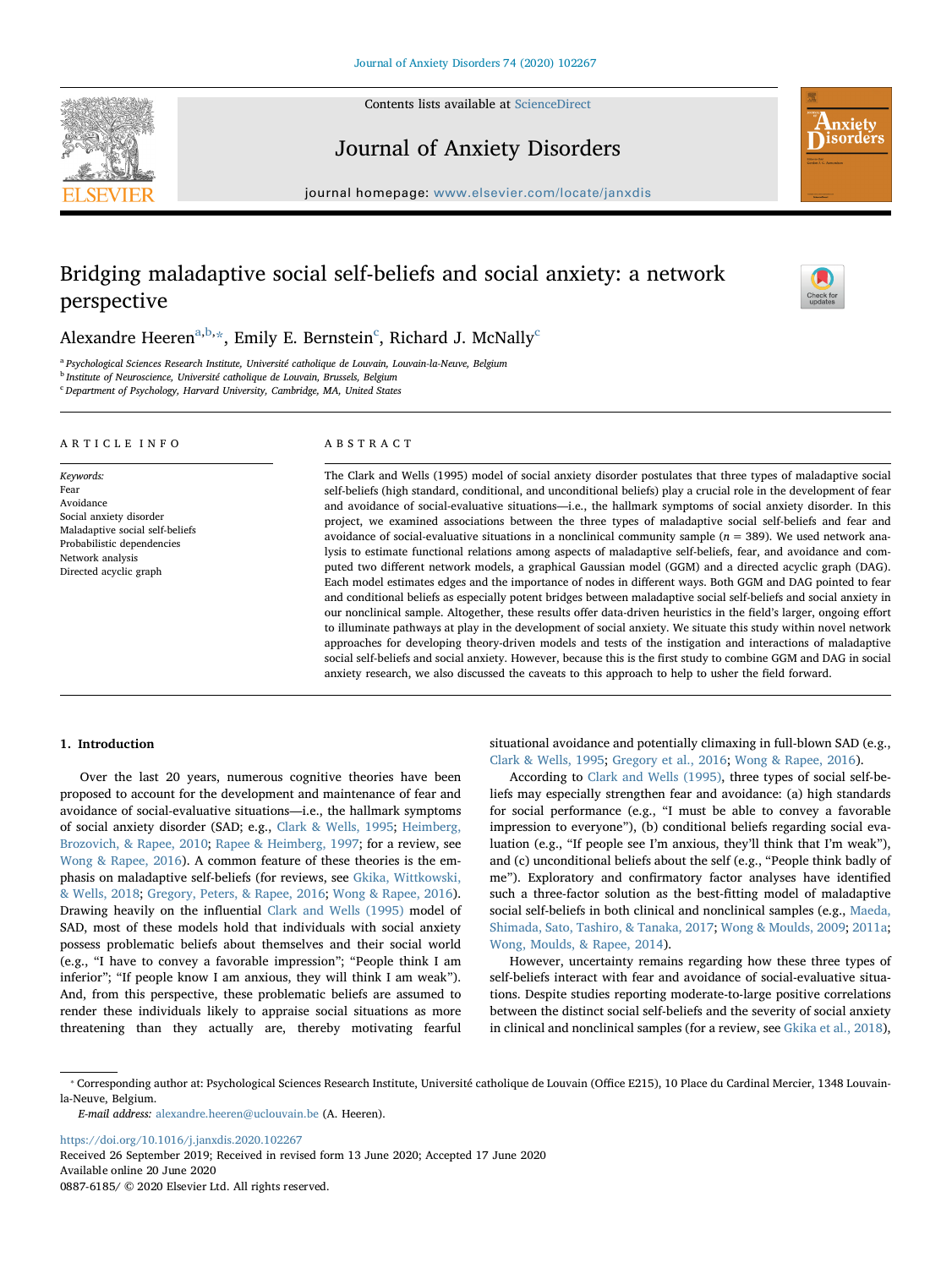# Bridging maladaptive social self-beliefs and social anxiety: a network perspective

Alexandre Heeren[a,b,*], Emily E. Bernstein[c], Richard J. McNally[c]

[a] Psychological Sciences Research Institute, Université catholique de Louvain, Louvain-la-Neuve, Belgium
[b] Institute of Neuroscience, Université catholique de Louvain, Brussels, Belgium
[c] Department of Psychology, Harvard University, Cambridge, MA, United States

## ARTICLE INFO

*Keywords:*
Fear
Avoidance
Social anxiety disorder
Maladaptive social self-beliefs
Probabilistic dependencies
Network analysis
Directed acyclic graph

## ABSTRACT

The Clark and Wells (1995) model of social anxiety disorder postulates that three types of maladaptive social self-beliefs (high standard, conditional, and unconditional beliefs) play a crucial role in the development of fear and avoidance of social-evaluative situations—i.e., the hallmark symptoms of social anxiety disorder. In this project, we examined associations between the three types of maladaptive social self-beliefs and fear and avoidance of social-evaluative situations in a nonclinical community sample ($n$ = 389). We used network analysis to estimate functional relations among aspects of maladaptive self-beliefs, fear, and avoidance and computed two different network models, a graphical Gaussian model (GGM) and a directed acyclic graph (DAG). Each model estimates edges and the importance of nodes in different ways. Both GGM and DAG pointed to fear and conditional beliefs as especially potent bridges between maladaptive social self-beliefs and social anxiety in our nonclinical sample. Altogether, these results offer data-driven heuristics in the field's larger, ongoing effort to illuminate pathways at play in the development of social anxiety. We situate this study within novel network approaches for developing theory-driven models and tests of the instigation and interactions of maladaptive social self-beliefs and social anxiety. However, because this is the first study to combine GGM and DAG in social anxiety research, we also discussed the caveats to this approach to help to usher the field forward.

## 1. Introduction

Over the last 20 years, numerous cognitive theories have been proposed to account for the development and maintenance of fear and avoidance of social-evaluative situations—i.e., the hallmark symptoms of social anxiety disorder (SAD; e.g., Clark & Wells, 1995; Heimberg, Brozovich, & Rapee, 2010; Rapee & Heimberg, 1997; for a review, see Wong & Rapee, 2016). A common feature of these theories is the emphasis on maladaptive self-beliefs (for reviews, see Gkika, Wittkowski, & Wells, 2018; Gregory, Peters, & Rapee, 2016; Wong & Rapee, 2016). Drawing heavily on the influential Clark and Wells (1995) model of SAD, most of these models hold that individuals with social anxiety possess problematic beliefs about themselves and their social world (e.g., "I have to convey a favorable impression"; "People think I am inferior"; "If people know I am anxious, they will think I am weak"). And, from this perspective, these problematic beliefs are assumed to render these individuals likely to appraise social situations as more threatening than they actually are, thereby motivating fearful situational avoidance and potentially climaxing in full-blown SAD (e.g., Clark & Wells, 1995; Gregory et al., 2016; Wong & Rapee, 2016).

According to Clark and Wells (1995), three types of social self-beliefs may especially strengthen fear and avoidance: (a) high standards for social performance (e.g., "I must be able to convey a favorable impression to everyone"), (b) conditional beliefs regarding social evaluation (e.g., "If people see I'm anxious, they'll think that I'm weak"), and (c) unconditional beliefs about the self (e.g., "People think badly of me"). Exploratory and confirmatory factor analyses have identified such a three-factor solution as the best-fitting model of maladaptive social self-beliefs in both clinical and nonclinical samples (e.g., Maeda, Shimada, Sato, Tashiro, & Tanaka, 2017; Wong & Moulds, 2009; 2011a; Wong, Moulds, & Rapee, 2014).

However, uncertainty remains regarding how these three types of self-beliefs interact with fear and avoidance of social-evaluative situations. Despite studies reporting moderate-to-large positive correlations between the distinct social self-beliefs and the severity of social anxiety in clinical and nonclinical samples (for a review, see Gkika et al., 2018),

* Corresponding author at: Psychological Sciences Research Institute, Université catholique de Louvain (Office E215), 10 Place du Cardinal Mercier, 1348 Louvain-la-Neuve, Belgium.
*E-mail address:* alexandre.heeren@uclouvain.be (A. Heeren).

https://doi.org/10.1016/j.janxdis.2020.102267
Received 26 September 2019; Received in revised form 13 June 2020; Accepted 17 June 2020
Available online 20 June 2020
0887-6185/ © 2020 Elsevier Ltd. All rights reserved.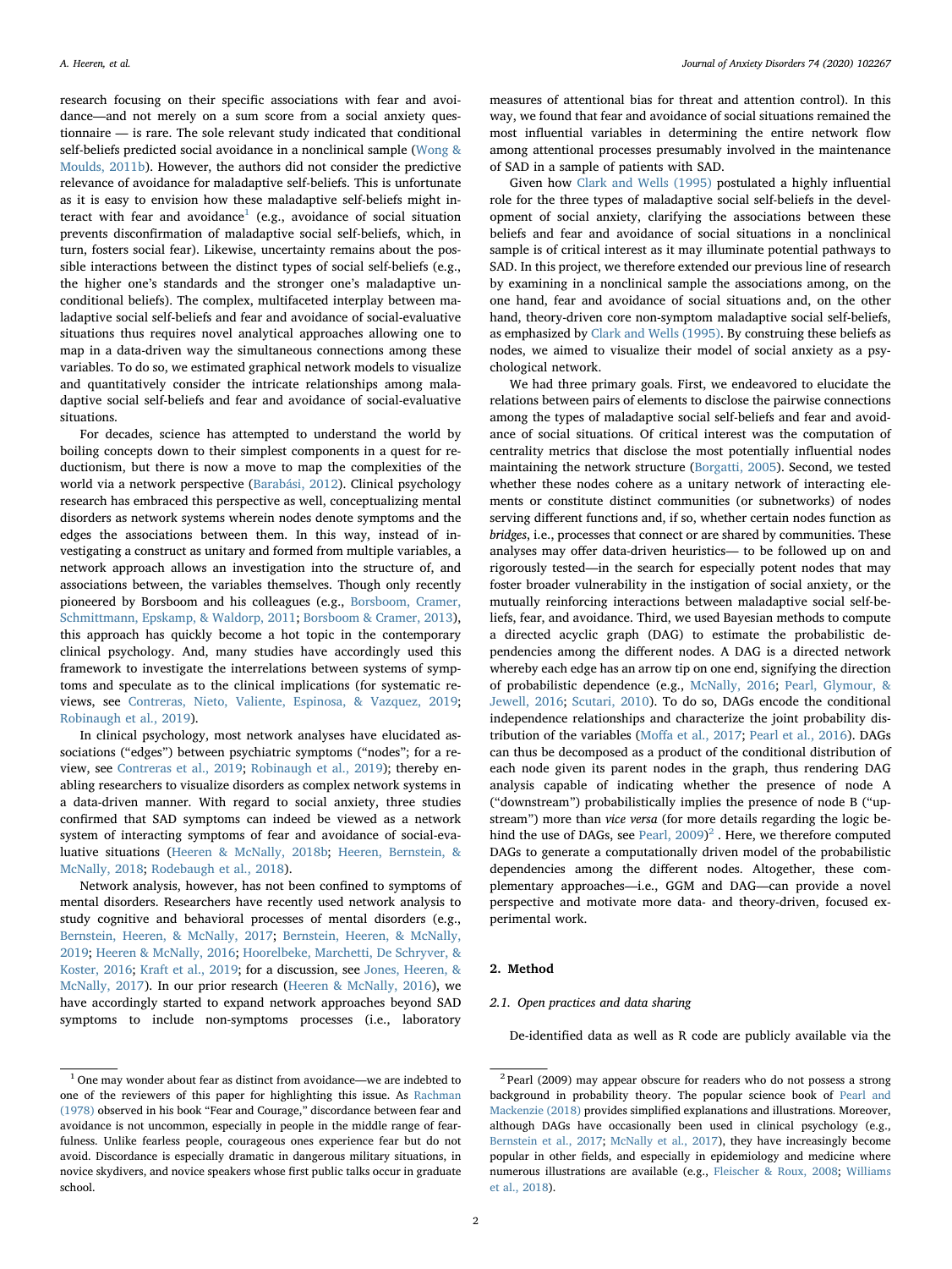research focusing on their specific associations with fear and avoidance—and not merely on a sum score from a social anxiety questionnaire — is rare. The sole relevant study indicated that conditional self-beliefs predicted social avoidance in a nonclinical sample (Wong & Moulds, 2011b). However, the authors did not consider the predictive relevance of avoidance for maladaptive self-beliefs. This is unfortunate as it is easy to envision how these maladaptive self-beliefs might interact with fear and avoidance[1] (e.g., avoidance of social situation prevents disconfirmation of maladaptive social self-beliefs, which, in turn, fosters social fear). Likewise, uncertainty remains about the possible interactions between the distinct types of social self-beliefs (e.g., the higher one's standards and the stronger one's maladaptive unconditional beliefs). The complex, multifaceted interplay between maladaptive social self-beliefs and fear and avoidance of social-evaluative situations thus requires novel analytical approaches allowing one to map in a data-driven way the simultaneous connections among these variables. To do so, we estimated graphical network models to visualize and quantitatively consider the intricate relationships among maladaptive social self-beliefs and fear and avoidance of social-evaluative situations.

For decades, science has attempted to understand the world by boiling concepts down to their simplest components in a quest for reductionism, but there is now a move to map the complexities of the world via a network perspective (Barabási, 2012). Clinical psychology research has embraced this perspective as well, conceptualizing mental disorders as network systems wherein nodes denote symptoms and the edges the associations between them. In this way, instead of investigating a construct as unitary and formed from multiple variables, a network approach allows an investigation into the structure of, and associations between, the variables themselves. Though only recently pioneered by Borsboom and his colleagues (e.g., Borsboom, Cramer, Schmittmann, Epskamp, & Waldorp, 2011; Borsboom & Cramer, 2013), this approach has quickly become a hot topic in the contemporary clinical psychology. And, many studies have accordingly used this framework to investigate the interrelations between systems of symptoms and speculate as to the clinical implications (for systematic reviews, see Contreras, Nieto, Valiente, Espinosa, & Vazquez, 2019; Robinaugh et al., 2019).

In clinical psychology, most network analyses have elucidated associations ("edges") between psychiatric symptoms ("nodes"; for a review, see Contreras et al., 2019; Robinaugh et al., 2019); thereby enabling researchers to visualize disorders as complex network systems in a data-driven manner. With regard to social anxiety, three studies confirmed that SAD symptoms can indeed be viewed as a network system of interacting symptoms of fear and avoidance of social-evaluative situations (Heeren & McNally, 2018b; Heeren, Bernstein, & McNally, 2018; Rodebaugh et al., 2018).

Network analysis, however, has not been confined to symptoms of mental disorders. Researchers have recently used network analysis to study cognitive and behavioral processes of mental disorders (e.g., Bernstein, Heeren, & McNally, 2017; Bernstein, Heeren, & McNally, 2019; Heeren & McNally, 2016; Hoorelbeke, Marchetti, De Schryver, & Koster, 2016; Kraft et al., 2019; for a discussion, see Jones, Heeren, & McNally, 2017). In our prior research (Heeren & McNally, 2016), we have accordingly started to expand network approaches beyond SAD symptoms to include non-symptoms processes (i.e., laboratory measures of attentional bias for threat and attention control). In this way, we found that fear and avoidance of social situations remained the most influential variables in determining the entire network flow among attentional processes presumably involved in the maintenance of SAD in a sample of patients with SAD.

Given how Clark and Wells (1995) postulated a highly influential role for the three types of maladaptive social self-beliefs in the development of social anxiety, clarifying the associations between these beliefs and fear and avoidance of social situations in a nonclinical sample is of critical interest as it may illuminate potential pathways to SAD. In this project, we therefore extended our previous line of research by examining in a nonclinical sample the associations among, on the one hand, fear and avoidance of social situations and, on the other hand, theory-driven core non-symptom maladaptive social self-beliefs, as emphasized by Clark and Wells (1995). By construing these beliefs as nodes, we aimed to visualize their model of social anxiety as a psychological network.

We had three primary goals. First, we endeavored to elucidate the relations between pairs of elements to disclose the pairwise connections among the types of maladaptive social self-beliefs and fear and avoidance of social situations. Of critical interest was the computation of centrality metrics that disclose the most potentially influential nodes maintaining the network structure (Borgatti, 2005). Second, we tested whether these nodes cohere as a unitary network of interacting elements or constitute distinct communities (or subnetworks) of nodes serving different functions and, if so, whether certain nodes function as *bridges*, i.e., processes that connect or are shared by communities. These analyses may offer data-driven heuristics— to be followed up on and rigorously tested—in the search for especially potent nodes that may foster broader vulnerability in the instigation of social anxiety, or the mutually reinforcing interactions between maladaptive social self-beliefs, fear, and avoidance. Third, we used Bayesian methods to compute a directed acyclic graph (DAG) to estimate the probabilistic dependencies among the different nodes. A DAG is a directed network whereby each edge has an arrow tip on one end, signifying the direction of probabilistic dependence (e.g., McNally, 2016; Pearl, Glymour, & Jewell, 2016; Scutari, 2010). To do so, DAGs encode the conditional independence relationships and characterize the joint probability distribution of the variables (Moffa et al., 2017; Pearl et al., 2016). DAGs can thus be decomposed as a product of the conditional distribution of each node given its parent nodes in the graph, thus rendering DAG analysis capable of indicating whether the presence of node A ("downstream") probabilistically implies the presence of node B ("upstream") more than *vice versa* (for more details regarding the logic behind the use of DAGs, see Pearl, 2009)[2]. Here, we therefore computed DAGs to generate a computationally driven model of the probabilistic dependencies among the different nodes. Altogether, these complementary approaches—i.e., GGM and DAG—can provide a novel perspective and motivate more data- and theory-driven, focused experimental work.

## 2. Method

### 2.1. Open practices and data sharing

De-identified data as well as R code are publicly available via the

---

[1] One may wonder about fear as distinct from avoidance—we are indebted to one of the reviewers of this paper for highlighting this issue. As Rachman (1978) observed in his book "Fear and Courage," discordance between fear and avoidance is not uncommon, especially in people in the middle range of fearfulness. Unlike fearless people, courageous ones experience fear but do not avoid. Discordance is especially dramatic in dangerous military situations, in novice skydivers, and novice speakers whose first public talks occur in graduate school.

[2] Pearl (2009) may appear obscure for readers who do not possess a strong background in probability theory. The popular science book of Pearl and Mackenzie (2018) provides simplified explanations and illustrations. Moreover, although DAGs have occasionally been used in clinical psychology (e.g., Bernstein et al., 2017; McNally et al., 2017), they have increasingly become popular in other fields, and especially in epidemiology and medicine where numerous illustrations are available (e.g., Fleischer & Roux, 2008; Williams et al., 2018).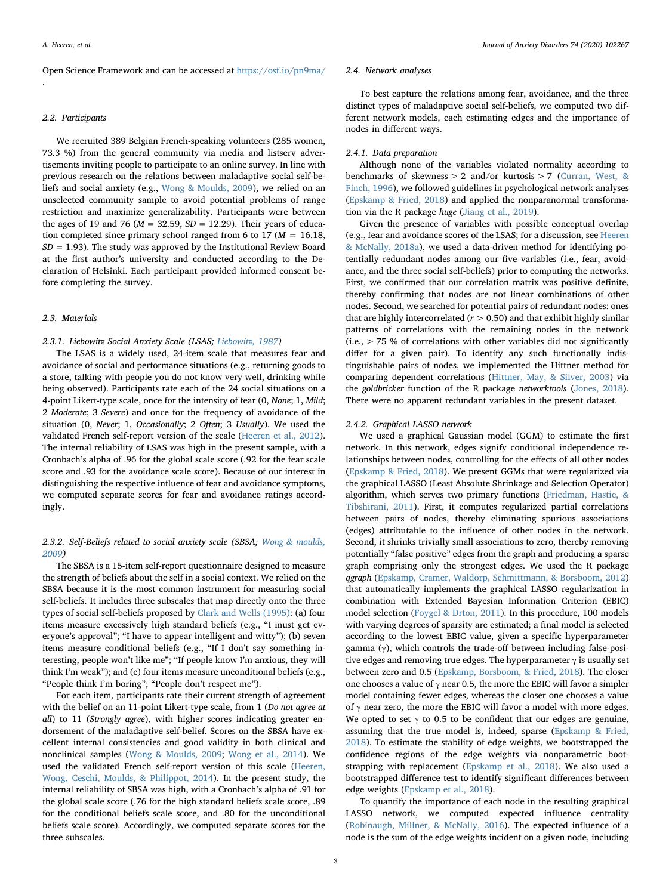Open Science Framework and can be accessed at https://osf.io/pn9ma/.

### 2.2. Participants

We recruited 389 Belgian French-speaking volunteers (285 women, 73.3 %) from the general community via media and listserv advertisements inviting people to participate to an online survey. In line with previous research on the relations between maladaptive social self-beliefs and social anxiety (e.g., Wong & Moulds, 2009), we relied on an unselected community sample to avoid potential problems of range restriction and maximize generalizability. Participants were between the ages of 19 and 76 ($M$ = 32.59, $SD$ = 12.29). Their years of education completed since primary school ranged from 6 to 17 ($M$ = 16.18, $SD$ = 1.93). The study was approved by the Institutional Review Board at the first author's university and conducted according to the Declaration of Helsinki. Each participant provided informed consent before completing the survey.

### 2.3. Materials

#### 2.3.1. Liebowitz Social Anxiety Scale (LSAS; Liebowitz, 1987)

The LSAS is a widely used, 24-item scale that measures fear and avoidance of social and performance situations (e.g., returning goods to a store, talking with people you do not know very well, drinking while being observed). Participants rate each of the 24 social situations on a 4-point Likert-type scale, once for the intensity of fear (0, *None*; 1, *Mild*; 2 *Moderate*; 3 *Severe*) and once for the frequency of avoidance of the situation (0, *Never*; 1, *Occasionally*; 2 *Often*; 3 *Usually*). We used the validated French self-report version of the scale (Heeren et al., 2012). The internal reliability of LSAS was high in the present sample, with a Cronbach's alpha of .96 for the global scale score (.92 for the fear scale score and .93 for the avoidance scale score). Because of our interest in distinguishing the respective influence of fear and avoidance symptoms, we computed separate scores for fear and avoidance ratings accordingly.

#### 2.3.2. Self-Beliefs related to social anxiety scale (SBSA; Wong & moulds, 2009)

The SBSA is a 15-item self-report questionnaire designed to measure the strength of beliefs about the self in a social context. We relied on the SBSA because it is the most common instrument for measuring social self-beliefs. It includes three subscales that map directly onto the three types of social self-beliefs proposed by Clark and Wells (1995): (a) four items measure excessively high standard beliefs (e.g., "I must get everyone's approval"; "I have to appear intelligent and witty"); (b) seven items measure conditional beliefs (e.g., "If I don't say something interesting, people won't like me"; "If people know I'm anxious, they will think I'm weak"); and (c) four items measure unconditional beliefs (e.g., "People think I'm boring"; "People don't respect me").

For each item, participants rate their current strength of agreement with the belief on an 11-point Likert-type scale, from 1 (*Do not agree at all*) to 11 (*Strongly agree*), with higher scores indicating greater endorsement of the maladaptive self-belief. Scores on the SBSA have excellent internal consistencies and good validity in both clinical and nonclinical samples (Wong & Moulds, 2009; Wong et al., 2014). We used the validated French self-report version of this scale (Heeren, Wong, Ceschi, Moulds, & Philippot, 2014). In the present study, the internal reliability of SBSA was high, with a Cronbach's alpha of .91 for the global scale score (.76 for the high standard beliefs scale score, .89 for the conditional beliefs scale score, and .80 for the unconditional beliefs scale score). Accordingly, we computed separate scores for the three subscales.

### 2.4. Network analyses

To best capture the relations among fear, avoidance, and the three distinct types of maladaptive social self-beliefs, we computed two different network models, each estimating edges and the importance of nodes in different ways.

#### 2.4.1. Data preparation

Although none of the variables violated normality according to benchmarks of skewness > 2 and/or kurtosis > 7 (Curran, West, & Finch, 1996), we followed guidelines in psychological network analyses (Epskamp & Fried, 2018) and applied the nonparanormal transformation via the R package *huge* (Jiang et al., 2019).

Given the presence of variables with possible conceptual overlap (e.g., fear and avoidance scores of the LSAS; for a discussion, see Heeren & McNally, 2018a), we used a data-driven method for identifying potentially redundant nodes among our five variables (i.e., fear, avoidance, and the three social self-beliefs) prior to computing the networks. First, we confirmed that our correlation matrix was positive definite, thereby confirming that nodes are not linear combinations of other nodes. Second, we searched for potential pairs of redundant nodes: ones that are highly intercorrelated ($r$ > 0.50) and that exhibit highly similar patterns of correlations with the remaining nodes in the network (i.e., > 75 % of correlations with other variables did not significantly differ for a given pair). To identify any such functionally indistinguishable pairs of nodes, we implemented the Hittner method for comparing dependent correlations (Hittner, May, & Silver, 2003) via the *goldbricker* function of the R package *networktools* (Jones, 2018). There were no apparent redundant variables in the present dataset.

#### 2.4.2. Graphical LASSO network

We used a graphical Gaussian model (GGM) to estimate the first network. In this network, edges signify conditional independence relationships between nodes, controlling for the effects of all other nodes (Epskamp & Fried, 2018). We present GGMs that were regularized via the graphical LASSO (Least Absolute Shrinkage and Selection Operator) algorithm, which serves two primary functions (Friedman, Hastie, & Tibshirani, 2011). First, it computes regularized partial correlations between pairs of nodes, thereby eliminating spurious associations (edges) attributable to the influence of other nodes in the network. Second, it shrinks trivially small associations to zero, thereby removing potentially "false positive" edges from the graph and producing a sparse graph comprising only the strongest edges. We used the R package *qgraph* (Epskamp, Cramer, Waldorp, Schmittmann, & Borsboom, 2012) that automatically implements the graphical LASSO regularization in combination with Extended Bayesian Information Criterion (EBIC) model selection (Foygel & Drton, 2011). In this procedure, 100 models with varying degrees of sparsity are estimated; a final model is selected according to the lowest EBIC value, given a specific hyperparameter gamma ($\gamma$), which controls the trade-off between including false-positive edges and removing true edges. The hyperparameter $\gamma$ is usually set between zero and 0.5 (Epskamp, Borsboom, & Fried, 2018). The closer one chooses a value of $\gamma$ near 0.5, the more the EBIC will favor a simpler model containing fewer edges, whereas the closer one chooses a value of $\gamma$ near zero, the more the EBIC will favor a model with more edges. We opted to set $\gamma$ to 0.5 to be confident that our edges are genuine, assuming that the true model is, indeed, sparse (Epskamp & Fried, 2018). To estimate the stability of edge weights, we bootstrapped the confidence regions of the edge weights via nonparametric bootstrapping with replacement (Epskamp et al., 2018). We also used a bootstrapped difference test to identify significant differences between edge weights (Epskamp et al., 2018).

To quantify the importance of each node in the resulting graphical LASSO network, we computed expected influence centrality (Robinaugh, Millner, & McNally, 2016). The expected influence of a node is the sum of the edge weights incident on a given node, including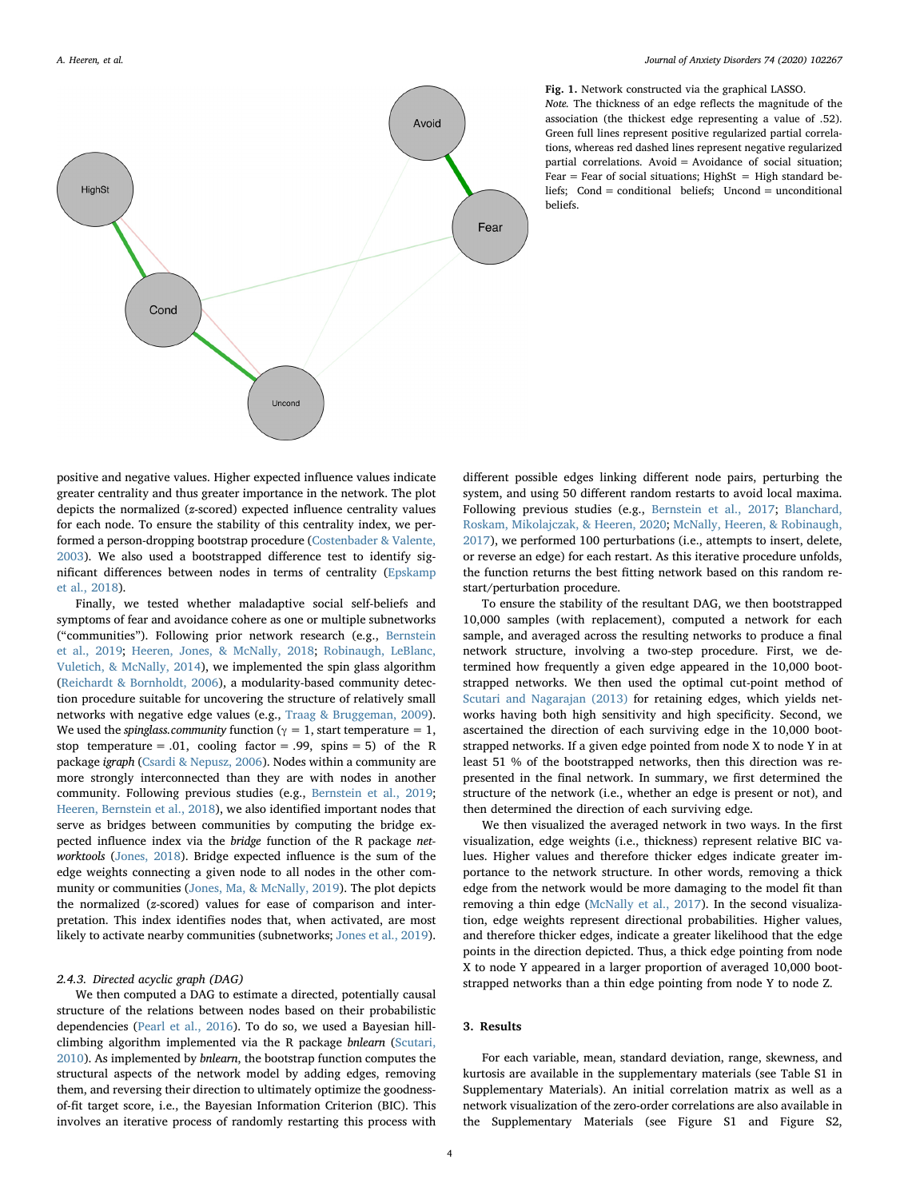**Fig. 1.** Network constructed via the graphical LASSO.
*Note.* The thickness of an edge reflects the magnitude of the association (the thickest edge representing a value of .52). Green full lines represent positive regularized partial correlations, whereas red dashed lines represent negative regularized partial correlations. Avoid = Avoidance of social situation; Fear = Fear of social situations; HighSt = High standard beliefs; Cond = conditional beliefs; Uncond = unconditional beliefs.

positive and negative values. Higher expected influence values indicate greater centrality and thus greater importance in the network. The plot depicts the normalized (*z*-scored) expected influence centrality values for each node. To ensure the stability of this centrality index, we performed a person-dropping bootstrap procedure (Costenbader & Valente, 2003). We also used a bootstrapped difference test to identify significant differences between nodes in terms of centrality (Epskamp et al., 2018).

Finally, we tested whether maladaptive social self-beliefs and symptoms of fear and avoidance cohere as one or multiple subnetworks ("communities"). Following prior network research (e.g., Bernstein et al., 2019; Heeren, Jones, & McNally, 2018; Robinaugh, LeBlanc, Vuletich, & McNally, 2014), we implemented the spin glass algorithm (Reichardt & Bornholdt, 2006), a modularity-based community detection procedure suitable for uncovering the structure of relatively small networks with negative edge values (e.g., Traag & Bruggeman, 2009). We used the *spinglass.community* function ($\gamma = 1$, start temperature = 1, stop temperature = .01, cooling factor = .99, spins = 5) of the R package *igraph* (Csardi & Nepusz, 2006). Nodes within a community are more strongly interconnected than they are with nodes in another community. Following previous studies (e.g., Bernstein et al., 2019; Heeren, Bernstein et al., 2018), we also identified important nodes that serve as bridges between communities by computing the bridge expected influence index via the *bridge* function of the R package *networktools* (Jones, 2018). Bridge expected influence is the sum of the edge weights connecting a given node to all nodes in the other community or communities (Jones, Ma, & McNally, 2019). The plot depicts the normalized (*z*-scored) values for ease of comparison and interpretation. This index identifies nodes that, when activated, are most likely to activate nearby communities (subnetworks; Jones et al., 2019).

### 2.4.3. Directed acyclic graph (DAG)

We then computed a DAG to estimate a directed, potentially causal structure of the relations between nodes based on their probabilistic dependencies (Pearl et al., 2016). To do so, we used a Bayesian hill-climbing algorithm implemented via the R package *bnlearn* (Scutari, 2010). As implemented by *bnlearn*, the bootstrap function computes the structural aspects of the network model by adding edges, removing them, and reversing their direction to ultimately optimize the goodness-of-fit target score, i.e., the Bayesian Information Criterion (BIC). This involves an iterative process of randomly restarting this process with different possible edges linking different node pairs, perturbing the system, and using 50 different random restarts to avoid local maxima. Following previous studies (e.g., Bernstein et al., 2017; Blanchard, Roskam, Mikolajczak, & Heeren, 2020; McNally, Heeren, & Robinaugh, 2017), we performed 100 perturbations (i.e., attempts to insert, delete, or reverse an edge) for each restart. As this iterative procedure unfolds, the function returns the best fitting network based on this random restart/perturbation procedure.

To ensure the stability of the resultant DAG, we then bootstrapped 10,000 samples (with replacement), computed a network for each sample, and averaged across the resulting networks to produce a final network structure, involving a two-step procedure. First, we determined how frequently a given edge appeared in the 10,000 bootstrapped networks. We then used the optimal cut-point method of Scutari and Nagarajan (2013) for retaining edges, which yields networks having both high sensitivity and high specificity. Second, we ascertained the direction of each surviving edge in the 10,000 bootstrapped networks. If a given edge pointed from node X to node Y in at least 51 % of the bootstrapped networks, then this direction was represented in the final network. In summary, we first determined the structure of the network (i.e., whether an edge is present or not), and then determined the direction of each surviving edge.

We then visualized the averaged network in two ways. In the first visualization, edge weights (i.e., thickness) represent relative BIC values. Higher values and therefore thicker edges indicate greater importance to the network structure. In other words, removing a thick edge from the network would be more damaging to the model fit than removing a thin edge (McNally et al., 2017). In the second visualization, edge weights represent directional probabilities. Higher values, and therefore thicker edges, indicate a greater likelihood that the edge points in the direction depicted. Thus, a thick edge pointing from node X to node Y appeared in a larger proportion of averaged 10,000 bootstrapped networks than a thin edge pointing from node Y to node Z.

## 3. Results

For each variable, mean, standard deviation, range, skewness, and kurtosis are available in the supplementary materials (see Table S1 in Supplementary Materials). An initial correlation matrix as well as a network visualization of the zero-order correlations are also available in the Supplementary Materials (see Figure S1 and Figure S2,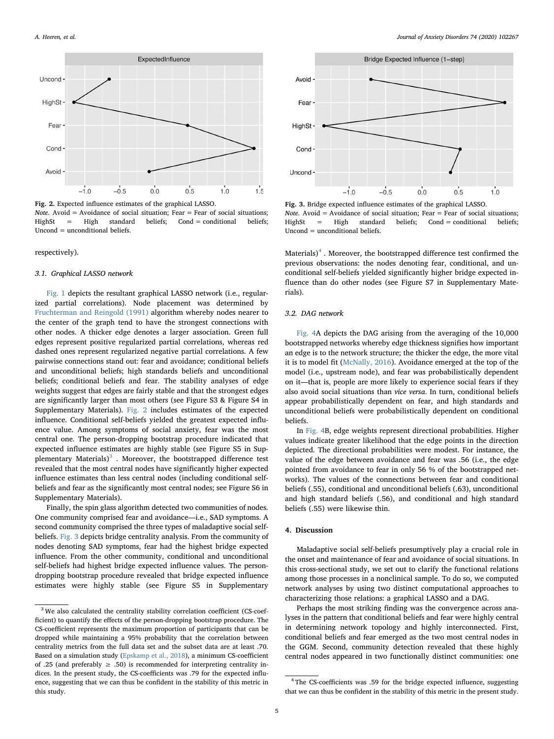Fig. 2. Expected influence estimates of the graphical LASSO.
*Note*. Avoid = Avoidance of social situation; Fear = Fear of social situations; HighSt = High standard beliefs; Cond = conditional beliefs; Uncond = unconditional beliefs.

Fig. 3. Bridge expected influence estimates of the graphical LASSO.
*Note*. Avoid = Avoidance of social situation; Fear = Fear of social situations; HighSt = High standard beliefs; Cond = conditional beliefs; Uncond = unconditional beliefs.

respectively).

### 3.1. Graphical LASSO network

Fig. 1 depicts the resultant graphical LASSO network (i.e., regularized partial correlations). Node placement was determined by Fruchterman and Reingold (1991) algorithm whereby nodes nearer to the center of the graph tend to have the strongest connections with other nodes. A thicker edge denotes a larger association. Green full edges represent positive regularized partial correlations, whereas red dashed ones represent regularized negative partial correlations. A few pairwise connections stand out: fear and avoidance; conditional beliefs and unconditional beliefs; high standards beliefs and unconditional beliefs; conditional beliefs and fear. The stability analyses of edge weights suggest that edges are fairly stable and that the strongest edges are significantly larger than most others (see Figure S3 & Figure S4 in Supplementary Materials). Fig. 2 includes estimates of the expected influence. Conditional self-beliefs yielded the greatest expected influence value. Among symptoms of social anxiety, fear was the most central one. The person-dropping bootstrap procedure indicated that expected influence estimates are highly stable (see Figure S5 in Supplementary Materials)[3]. Moreover, the bootstrapped difference test revealed that the most central nodes have significantly higher expected influence estimates than less central nodes (including conditional self-beliefs and fear as the significantly most central nodes; see Figure S6 in Supplementary Materials).

Finally, the spin glass algorithm detected two communities of nodes. One community comprised fear and avoidance—i.e., SAD symptoms. A second community comprised the three types of maladaptive social self-beliefs. Fig. 3 depicts bridge centrality analysis. From the community of nodes denoting SAD symptoms, fear had the highest bridge expected influence. From the other community, conditional and unconditional self-beliefs had highest bridge expected influence values. The person-dropping bootstrap procedure revealed that bridge expected influence estimates were highly stable (see Figure S5 in Supplementary Materials)[4]. Moreover, the bootstrapped difference test confirmed the previous observations: the nodes denoting fear, conditional, and unconditional self-beliefs yielded significantly higher bridge expected influence than do other nodes (see Figure S7 in Supplementary Materials).

### 3.2. DAG network

Fig. 4A depicts the DAG arising from the averaging of the 10,000 bootstrapped networks whereby edge thickness signifies how important an edge is to the network structure; the thicker the edge, the more vital it is to model fit (McNally, 2016). Avoidance emerged at the top of the model (i.e., upstream node), and fear was probabilistically dependent on it—that is, people are more likely to experience social fears if they also avoid social situations than *vice versa*. In turn, conditional beliefs appear probabilistically dependent on fear, and high standards and unconditional beliefs were probabilistically dependent on conditional beliefs.

In Fig. 4B, edge weights represent directional probabilities. Higher values indicate greater likelihood that the edge points in the direction depicted. The directional probabilities were modest. For instance, the value of the edge between avoidance and fear was .56 (i.e., the edge pointed from avoidance to fear in only 56 % of the bootstrapped networks). The values of the connections between fear and conditional beliefs (.55), conditional and unconditional beliefs (.63), unconditional and high standard beliefs (.56), and conditional and high standard beliefs (.55) were likewise thin.

## 4. Discussion

Maladaptive social self-beliefs presumptively play a crucial role in the onset and maintenance of fear and avoidance of social situations. In this cross-sectional study, we set out to clarify the functional relations among those processes in a nonclinical sample. To do so, we computed network analyses by using two distinct computational approaches to characterizing those relations: a graphical LASSO and a DAG.

Perhaps the most striking finding was the convergence across analyses in the pattern that conditional beliefs and fear were highly central in determining network topology and highly interconnected. First, conditional beliefs and fear emerged as the two most central nodes in the GGM. Second, community detection revealed that these highly central nodes appeared in two functionally distinct communities: one

---

[3] We also calculated the centrality stability correlation coefficient (CS-coefficient) to quantify the effects of the person-dropping bootstrap procedure. The CS-coefficient represents the maximum proportion of participants that can be dropped while maintaining a 95% probability that the correlation between centrality metrics from the full data set and the subset data are at least .70. Based on a simulation study (Epskamp et al., 2018), a minimum CS-coefficient of .25 (and preferably ≥ .50) is recommended for interpreting centrality indices. In the present study, the CS-coefficients was .79 for the expected influence, suggesting that we can thus be confident in the stability of this metric in this study.

[4] The CS-coefficients was .59 for the bridge expected influence, suggesting that we can thus be confident in the stability of this metric in the present study.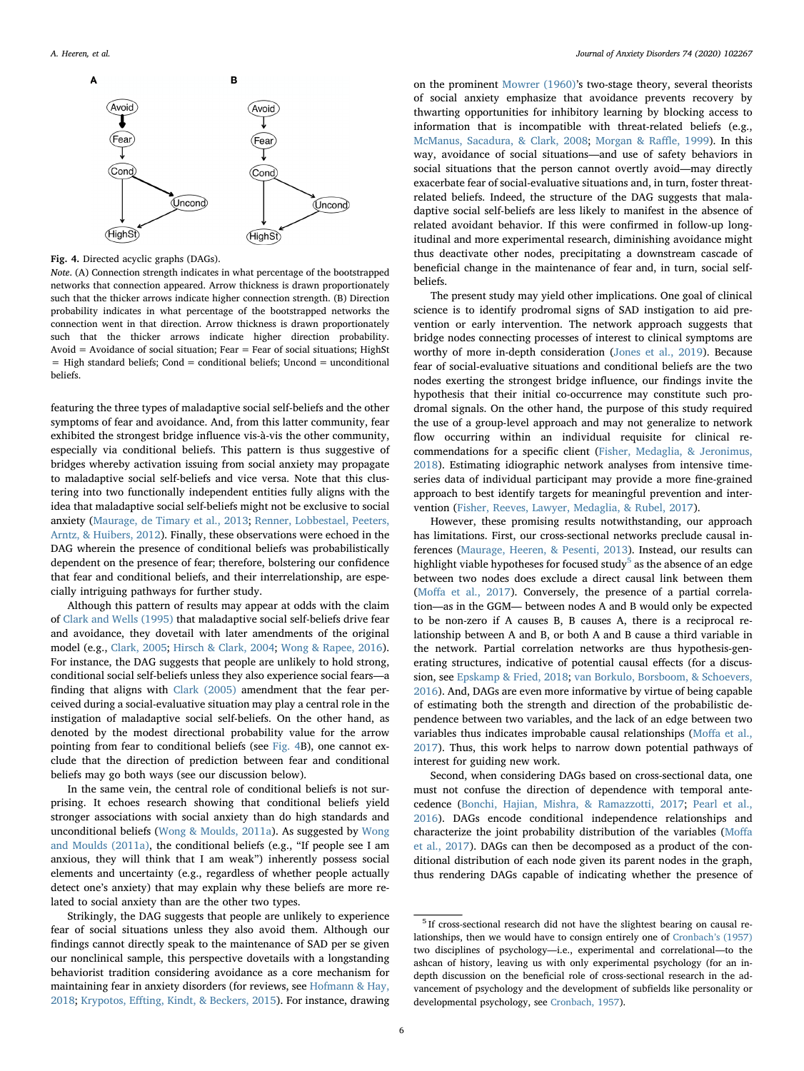**Fig. 4.** Directed acyclic graphs (DAGs).

*Note*. (A) Connection strength indicates in what percentage of the bootstrapped networks that connection appeared. Arrow thickness is drawn proportionately such that the thicker arrows indicate higher connection strength. (B) Direction probability indicates in what percentage of the bootstrapped networks the connection went in that direction. Arrow thickness is drawn proportionately such that the thicker arrows indicate higher direction probability. Avoid = Avoidance of social situation; Fear = Fear of social situations; HighSt = High standard beliefs; Cond = conditional beliefs; Uncond = unconditional beliefs.

featuring the three types of maladaptive social self-beliefs and the other symptoms of fear and avoidance. And, from this latter community, fear exhibited the strongest bridge influence vis-à-vis the other community, especially via conditional beliefs. This pattern is thus suggestive of bridges whereby activation issuing from social anxiety may propagate to maladaptive social self-beliefs and vice versa. Note that this clustering into two functionally independent entities fully aligns with the idea that maladaptive social self-beliefs might not be exclusive to social anxiety (Maurage, de Timary et al., 2013; Renner, Lobbestael, Peeters, Arntz, & Huibers, 2012). Finally, these observations were echoed in the DAG wherein the presence of conditional beliefs was probabilistically dependent on the presence of fear; therefore, bolstering our confidence that fear and conditional beliefs, and their interrelationship, are especially intriguing pathways for further study.

Although this pattern of results may appear at odds with the claim of Clark and Wells (1995) that maladaptive social self-beliefs drive fear and avoidance, they dovetail with later amendments of the original model (e.g., Clark, 2005; Hirsch & Clark, 2004; Wong & Rapee, 2016). For instance, the DAG suggests that people are unlikely to hold strong, conditional social self-beliefs unless they also experience social fears—a finding that aligns with Clark (2005) amendment that the fear perceived during a social-evaluative situation may play a central role in the instigation of maladaptive social self-beliefs. On the other hand, as denoted by the modest directional probability value for the arrow pointing from fear to conditional beliefs (see Fig. 4B), one cannot exclude that the direction of prediction between fear and conditional beliefs may go both ways (see our discussion below).

In the same vein, the central role of conditional beliefs is not surprising. It echoes research showing that conditional beliefs yield stronger associations with social anxiety than do high standards and unconditional beliefs (Wong & Moulds, 2011a). As suggested by Wong and Moulds (2011a), the conditional beliefs (e.g., "If people see I am anxious, they will think that I am weak") inherently possess social elements and uncertainty (e.g., regardless of whether people actually detect one's anxiety) that may explain why these beliefs are more related to social anxiety than are the other two types.

Strikingly, the DAG suggests that people are unlikely to experience fear of social situations unless they also avoid them. Although our findings cannot directly speak to the maintenance of SAD per se given our nonclinical sample, this perspective dovetails with a longstanding behaviorist tradition considering avoidance as a core mechanism for maintaining fear in anxiety disorders (for reviews, see Hofmann & Hay, 2018; Krypotos, Effting, Kindt, & Beckers, 2015). For instance, drawing on the prominent Mowrer (1960)'s two-stage theory, several theorists of social anxiety emphasize that avoidance prevents recovery by thwarting opportunities for inhibitory learning by blocking access to information that is incompatible with threat-related beliefs (e.g., McManus, Sacadura, & Clark, 2008; Morgan & Raffle, 1999). In this way, avoidance of social situations—and use of safety behaviors in social situations that the person cannot overtly avoid—may directly exacerbate fear of social-evaluative situations and, in turn, foster threat-related beliefs. Indeed, the structure of the DAG suggests that maladaptive social self-beliefs are less likely to manifest in the absence of related avoidant behavior. If this were confirmed in follow-up longitudinal and more experimental research, diminishing avoidance might thus deactivate other nodes, precipitating a downstream cascade of beneficial change in the maintenance of fear and, in turn, social self-beliefs.

The present study may yield other implications. One goal of clinical science is to identify prodromal signs of SAD instigation to aid prevention or early intervention. The network approach suggests that bridge nodes connecting processes of interest to clinical symptoms are worthy of more in-depth consideration (Jones et al., 2019). Because fear of social-evaluative situations and conditional beliefs are the two nodes exerting the strongest bridge influence, our findings invite the hypothesis that their initial co-occurrence may constitute such prodromal signals. On the other hand, the purpose of this study required the use of a group-level approach and may not generalize to network flow occurring within an individual requisite for clinical recommendations for a specific client (Fisher, Medaglia, & Jeronimus, 2018). Estimating idiographic network analyses from intensive time-series data of individual participant may provide a more fine-grained approach to best identify targets for meaningful prevention and intervention (Fisher, Reeves, Lawyer, Medaglia, & Rubel, 2017).

However, these promising results notwithstanding, our approach has limitations. First, our cross-sectional networks preclude causal inferences (Maurage, Heeren, & Pesenti, 2013). Instead, our results can highlight viable hypotheses for focused study[5] as the absence of an edge between two nodes does exclude a direct causal link between them (Moffa et al., 2017). Conversely, the presence of a partial correlation—as in the GGM— between nodes A and B would only be expected to be non-zero if A causes B, B causes A, there is a reciprocal relationship between A and B, or both A and B cause a third variable in the network. Partial correlation networks are thus hypothesis-generating structures, indicative of potential causal effects (for a discussion, see Epskamp & Fried, 2018; van Borkulo, Borsboom, & Schoevers, 2016). And, DAGs are even more informative by virtue of being capable of estimating both the strength and direction of the probabilistic dependence between two variables, and the lack of an edge between two variables thus indicates improbable causal relationships (Moffa et al., 2017). Thus, this work helps to narrow down potential pathways of interest for guiding new work.

Second, when considering DAGs based on cross-sectional data, one must not confuse the direction of dependence with temporal antecedence (Bonchi, Hajian, Mishra, & Ramazzotti, 2017; Pearl et al., 2016). DAGs encode conditional independence relationships and characterize the joint probability distribution of the variables (Moffa et al., 2017). DAGs can then be decomposed as a product of the conditional distribution of each node given its parent nodes in the graph, thus rendering DAGs capable of indicating whether the presence of

[5] If cross-sectional research did not have the slightest bearing on causal relationships, then we would have to consign entirely one of Cronbach's (1957) two disciplines of psychology—i.e., experimental and correlational—to the ashcan of history, leaving us with only experimental psychology (for an in-depth discussion on the beneficial role of cross-sectional research in the advancement of psychology and the development of subfields like personality or developmental psychology, see Cronbach, 1957).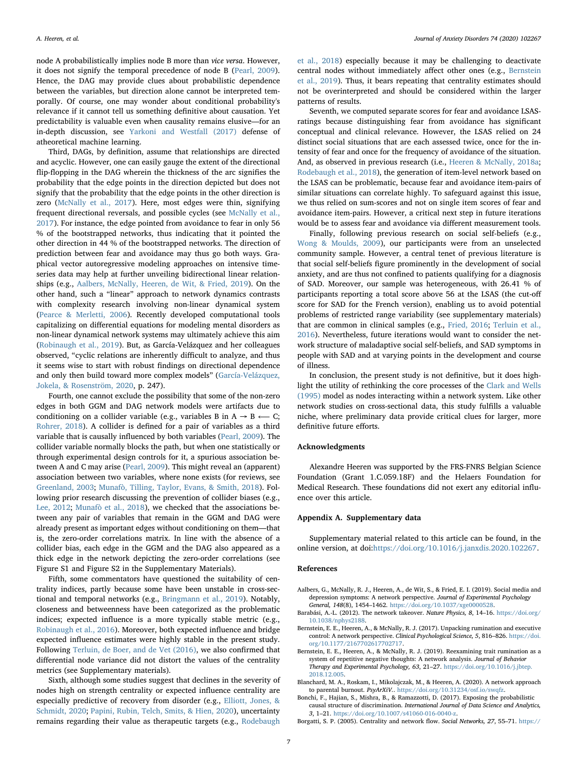node A probabilistically implies node B more than *vice versa*. However, it does not signify the temporal precedence of node B (Pearl, 2009). Hence, the DAG may provide clues about probabilistic dependence between the variables, but direction alone cannot be interpreted temporally. Of course, one may wonder about conditional probability's relevance if it cannot tell us something definitive about causation. Yet predictability is valuable even when causality remains elusive—for an in-depth discussion, see Yarkoni and Westfall (2017) defense of atheoretical machine learning.

Third, DAGs, by definition, assume that relationships are directed and acyclic. However, one can easily gauge the extent of the directional flip-flopping in the DAG wherein the thickness of the arc signifies the probability that the edge points in the direction depicted but does not signify that the probability that the edge points in the other direction is zero (McNally et al., 2017). Here, most edges were thin, signifying frequent directional reversals, and possible cycles (see McNally et al., 2017). For instance, the edge pointed from avoidance to fear in only 56 % of the bootstrapped networks, thus indicating that it pointed the other direction in 44 % of the bootstrapped networks. The direction of prediction between fear and avoidance may thus go both ways. Graphical vector autoregressive modeling approaches on intensive time-series data may help at further unveiling bidirectional linear relationships (e.g., Aalbers, McNally, Heeren, de Wit, & Fried, 2019). On the other hand, such a "linear" approach to network dynamics contrasts with complexity research involving non-linear dynamical system (Pearce & Merletti, 2006). Recently developed computational tools capitalizing on differential equations for modeling mental disorders as non-linear dynamical network systems may ultimately achieve this aim (Robinaugh et al., 2019). But, as García-Velázquez and her colleagues observed, "cyclic relations are inherently difficult to analyze, and thus it seems wise to start with robust findings on directional dependence and only then build toward more complex models" (García-Velázquez, Jokela, & Rosenström, 2020, p. 247).

Fourth, one cannot exclude the possibility that some of the non-zero edges in both GGM and DAG network models were artifacts due to conditioning on a collider variable (e.g., variables B in A → B ⟵ C; Rohrer, 2018). A collider is defined for a pair of variables as a third variable that is causally influenced by both variables (Pearl, 2009). The collider variable normally blocks the path, but when one statistically or through experimental design controls for it, a spurious association between A and C may arise (Pearl, 2009). This might reveal an (apparent) association between two variables, where none exists (for reviews, see Greenland, 2003; Munafò, Tilling, Taylor, Evans, & Smith, 2018). Following prior research discussing the prevention of collider biases (e.g., Lee, 2012; Munafò et al., 2018), we checked that the associations between any pair of variables that remain in the GGM and DAG were already present as important edges without conditioning on them—that is, the zero-order correlations matrix. In line with the absence of a collider bias, each edge in the GGM and the DAG also appeared as a thick edge in the network depicting the zero-order correlations (see Figure S1 and Figure S2 in the Supplementary Materials).

Fifth, some commentators have questioned the suitability of centrality indices, partly because some have been unstable in cross-sectional and temporal networks (e.g., Bringmann et al., 2019). Notably, closeness and betweenness have been categorized as the problematic indices; expected influence is a more typically stable metric (e.g., Robinaugh et al., 2016). Moreover, both expected influence and bridge expected influence estimates were highly stable in the present study. Following Terluin, de Boer, and de Vet (2016), we also confirmed that differential node variance did not distort the values of the centrality metrics (see Supplementary materials).

Sixth, although some studies suggest that declines in the severity of nodes high on strength centrality or expected influence centrality are especially predictive of recovery from disorder (e.g., Elliott, Jones, & Schmidt, 2020; Papini, Rubin, Telch, Smits, & Hien, 2020), uncertainty remains regarding their value as therapeutic targets (e.g., Rodebaugh et al., 2018) especially because it may be challenging to deactivate central nodes without immediately affect other ones (e.g., Bernstein et al., 2019). Thus, it bears repeating that centrality estimates should not be overinterpreted and should be considered within the larger patterns of results.

Seventh, we computed separate scores for fear and avoidance LSAS-ratings because distinguishing fear from avoidance has significant conceptual and clinical relevance. However, the LSAS relied on 24 distinct social situations that are each assessed twice, once for the intensity of fear and once for the frequency of avoidance of the situation. And, as observed in previous research (i.e., Heeren & McNally, 2018a; Rodebaugh et al., 2018), the generation of item-level network based on the LSAS can be problematic, because fear and avoidance item-pairs of similar situations can correlate highly. To safeguard against this issue, we thus relied on sum-scores and not on single item scores of fear and avoidance item-pairs. However, a critical next step in future iterations would be to assess fear and avoidance via different measurement tools.

Finally, following previous research on social self-beliefs (e.g., Wong & Moulds, 2009), our participants were from an unselected community sample. However, a central tenet of previous literature is that social self-beliefs figure prominently in the development of social anxiety, and are thus not confined to patients qualifying for a diagnosis of SAD. Moreover, our sample was heterogeneous, with 26.41 % of participants reporting a total score above 56 at the LSAS (the cut-off score for SAD for the French version), enabling us to avoid potential problems of restricted range variability (see supplementary materials) that are common in clinical samples (e.g., Fried, 2016; Terluin et al., 2016). Nevertheless, future iterations would want to consider the network structure of maladaptive social self-beliefs, and SAD symptoms in people with SAD and at varying points in the development and course of illness.

In conclusion, the present study is not definitive, but it does highlight the utility of rethinking the core processes of the Clark and Wells (1995) model as nodes interacting within a network system. Like other network studies on cross-sectional data, this study fulfills a valuable niche, where preliminary data provide critical clues for larger, more definitive future efforts.

## Acknowledgments

Alexandre Heeren was supported by the FRS-FNRS Belgian Science Foundation (Grant 1.C.059.18F) and the Helaers Foundation for Medical Research. These foundations did not exert any editorial influence over this article.

## Appendix A. Supplementary data

Supplementary material related to this article can be found, in the online version, at doi:https://doi.org/10.1016/j.janxdis.2020.102267.

## References

Aalbers, G., McNally, R. J., Heeren, A., de Wit, S., & Fried, E. I. (2019). Social media and depression symptoms: A network perspective. *Journal of Experimental Psychology General, 148*(8), 1454–1462. https://doi.org/10.1037/xge0000528.

Barabási, A.-L. (2012). The network takeover. *Nature Physics, 8*, 14–16. https://doi.org/10.1038/nphys2188.

Bernstein, E. E., Heeren, A., & McNally, R. J. (2017). Unpacking rumination and executive control: A network perspective. *Clinical Psychological Science, 5*, 816–826. https://doi.org/10.1177/2167702617702717.

Bernstein, E. E., Heeren, A., & McNally, R. J. (2019). Reexamining trait rumination as a system of repetitive negative thoughts: A network analysis. *Journal of Behavior Therapy and Experimental Psychology, 63*, 21–27. https://doi.org/10.1016/j.jbtep.2018.12.005.

Blanchard, M. A., Roskam, I., Mikolajczak, M., & Heeren, A. (2020). A network approach to parental burnout. *PsyArXiV.*. https://doi.org/10.31234/osf.io/swqfz.

Bonchi, F., Hajian, S., Mishra, B., & Ramazzotti, D. (2017). Exposing the probabilistic causal structure of discrimination. *International Journal of Data Science and Analytics, 3*, 1–21. https://doi.org/10.1007/s41060-016-0040-z.

Borgatti, S. P. (2005). Centrality and network flow. *Social Networks, 27*, 55–71. https://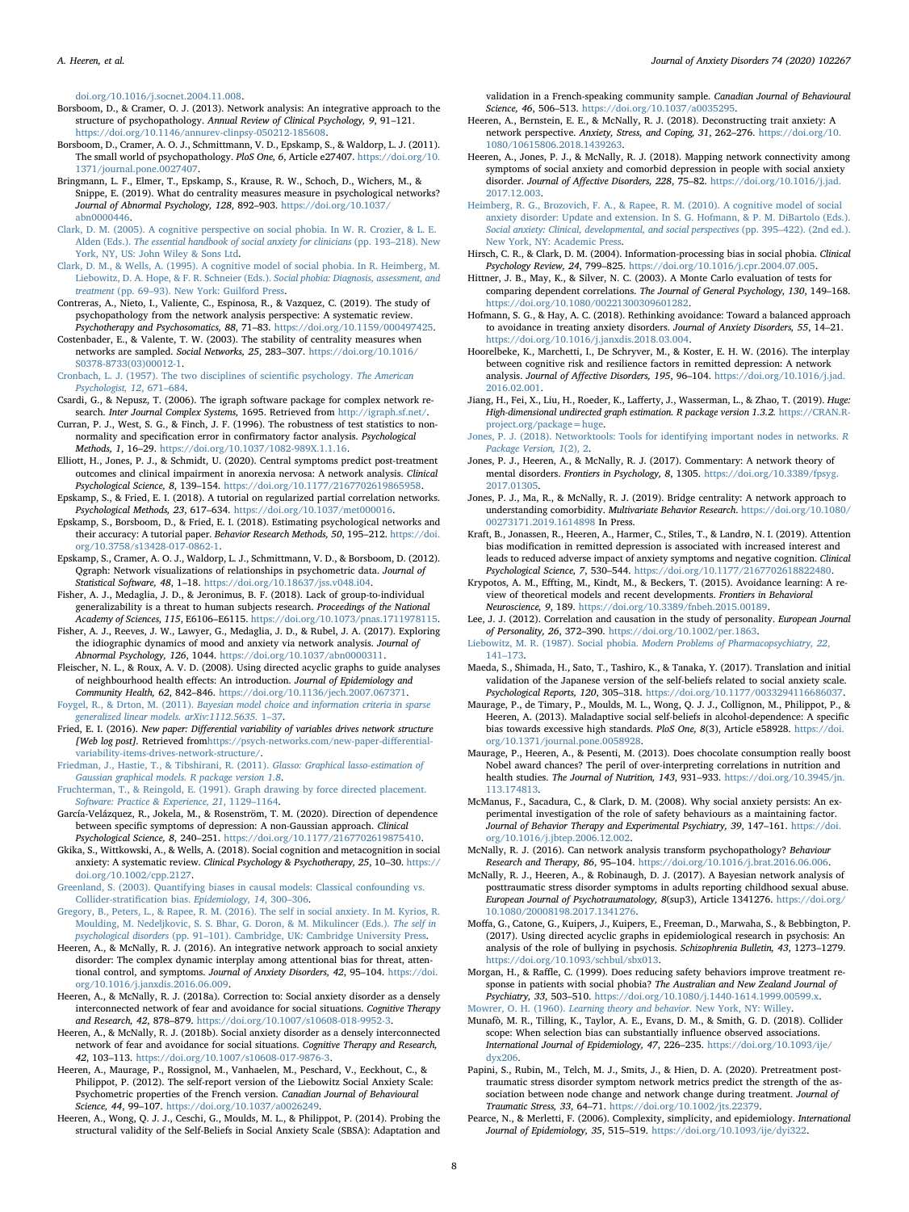doi.org/10.1016/j.socnet.2004.11.008.

Borsboom, D., & Cramer, O. J. (2013). Network analysis: An integrative approach to the structure of psychopathology. *Annual Review of Clinical Psychology, 9*, 91–121. https://doi.org/10.1146/annurev-clinpsy-050212-185608.

Borsboom, D., Cramer, A. O. J., Schmittmann, V. D., Epskamp, S., & Waldorp, L. J. (2011). The small world of psychopathology. *PloS One, 6*, Article e27407. https://doi.org/10.1371/journal.pone.0027407.

Bringmann, L. F., Elmer, T., Epskamp, S., Krause, R. W., Schoch, D., Wichers, M., & Snippe, E. (2019). What do centrality measures measure in psychological networks? *Journal of Abnormal Psychology, 128*, 892–903. https://doi.org/10.1037/abn0000446.

Clark, D. M. (2005). A cognitive perspective on social phobia. In W. R. Crozier, & L. E. Alden (Eds.). *The essential handbook of social anxiety for clinicians* (pp. 193–218). New York, NY, US: John Wiley & Sons Ltd.

Clark, D. M., & Wells, A. (1995). A cognitive model of social phobia. In R. Heimberg, M. Liebowitz, D. A. Hope, & F. R. Schneier (Eds.). *Social phobia: Diagnosis, assessment, and treatment* (pp. 69–93). New York: Guilford Press.

Contreras, A., Nieto, I., Valiente, C., Espinosa, R., & Vazquez, C. (2019). The study of psychopathology from the network analysis perspective: A systematic review. *Psychotherapy and Psychosomatics, 88*, 71–83. https://doi.org/10.1159/000497425.

Costenbader, E., & Valente, T. W. (2003). The stability of centrality measures when networks are sampled. *Social Networks, 25*, 283–307. https://doi.org/10.1016/S0378-8733(03)00012-1.

Cronbach, L. J. (1957). The two disciplines of scientific psychology. *The American Psychologist, 12*, 671–684.

Csardi, G., & Nepusz, T. (2006). The igraph software package for complex network research. *Inter Journal Complex Systems*, 1695. Retrieved from http://igraph.sf.net/.

Curran, P. J., West, S. G., & Finch, J. F. (1996). The robustness of test statistics to nonnormality and specification error in confirmatory factor analysis. *Psychological Methods, 1*, 16–29. https://doi.org/10.1037/1082-989X.1.1.16.

Elliott, H., Jones, P. J., & Schmidt, U. (2020). Central symptoms predict post-treatment outcomes and clinical impairment in anorexia nervosa: A network analysis. *Clinical Psychological Science, 8*, 139–154. https://doi.org/10.1177/2167702619865958.

Epskamp, S., & Fried, E. I. (2018). A tutorial on regularized partial correlation networks. *Psychological Methods, 23*, 617–634. https://doi.org/10.1037/met000016.

Epskamp, S., Borsboom, D., & Fried, E. I. (2018). Estimating psychological networks and their accuracy: A tutorial paper. *Behavior Research Methods, 50*, 195–212. https://doi.org/10.3758/s13428-017-0862-1.

Epskamp, S., Cramer, A. O. J., Waldorp, L. J., Schmittmann, V. D., & Borsboom, D. (2012). Qgraph: Network visualizations of relationships in psychometric data. *Journal of Statistical Software, 48*, 1–18. https://doi.org/10.18637/jss.v048.i04.

Fisher, A. J., Medaglia, J. D., & Jeronimus, B. F. (2018). Lack of group-to-individual generalizability is a threat to human subjects research. *Proceedings of the National Academy of Sciences, 115*, E6106–E6115. https://doi.org/10.1073/pnas.1711978115.

Fisher, A. J., Reeves, J. W., Lawyer, G., Medaglia, J. D., & Rubel, J. A. (2017). Exploring the idiographic dynamics of mood and anxiety via network analysis. *Journal of Abnormal Psychology, 126*, 1044. https://doi.org/10.1037/abn0000311.

Fleischer, N. L., & Roux, A. V. D. (2008). Using directed acyclic graphs to guide analyses of neighbourhood health effects: An introduction. *Journal of Epidemiology and Community Health, 62*, 842–846. https://doi.org/10.1136/jech.2007.067371.

Foygel, R., & Drton, M. (2011). *Bayesian model choice and information criteria in sparse generalized linear models. arXiv:1112.5635.* 1–37.

Fried, E. I. (2016). *New paper: Differential variability of variables drives network structure [Web log post]*. Retrieved fromhttps://psych-networks.com/new-paper-differential-variability-items-drives-network-structure/.

Friedman, J., Hastie, T., & Tibshirani, R. (2011). *Glasso: Graphical lasso-estimation of Gaussian graphical models. R package version 1.8*.

Fruchterman, T., & Reingold, E. (1991). Graph drawing by force directed placement. *Software: Practice & Experience, 21*, 1129–1164.

García-Velázquez, R., Jokela, M., & Rosenström, T. M. (2020). Direction of dependence between specific symptoms of depression: A non-Gaussian approach. *Clinical Psychological Science, 8*, 240–251. https://doi.org/10.1177/2167702619875410.

Gkika, S., Wittkowski, A., & Wells, A. (2018). Social cognition and metacognition in social anxiety: A systematic review. *Clinical Psychology & Psychotherapy, 25*, 10–30. https://doi.org/10.1002/cpp.2127.

Greenland, S. (2003). Quantifying biases in causal models: Classical confounding vs. Collider-stratification bias. *Epidemiology, 14*, 300–306.

Gregory, B., Peters, L., & Rapee, R. M. (2016). The self in social anxiety. In M. Kyrios, R. Moulding, M. Nedeljkovic, S. S. Bhar, G. Doron, & M. Mikulincer (Eds.). *The self in psychological disorders* (pp. 91–101). Cambridge, UK: Cambridge University Press.

Heeren, A., & McNally, R. J. (2016). An integrative network approach to social anxiety disorder: The complex dynamic interplay among attentional bias for threat, attentional control, and symptoms. *Journal of Anxiety Disorders, 42*, 95–104. https://doi.org/10.1016/j.janxdis.2016.06.009.

Heeren, A., & McNally, R. J. (2018a). Correction to: Social anxiety disorder as a densely interconnected network of fear and avoidance for social situations. *Cognitive Therapy and Research, 42*, 878–879. https://doi.org/10.1007/s10608-018-9952-3.

Heeren, A., & McNally, R. J. (2018b). Social anxiety disorder as a densely interconnected network of fear and avoidance for social situations. *Cognitive Therapy and Research, 42*, 103–113. https://doi.org/10.1007/s10608-017-9876-3.

Heeren, A., Maurage, P., Rossignol, M., Vanhaelen, M., Peschard, V., Eeckhout, C., & Philippot, P. (2012). The self-report version of the Liebowitz Social Anxiety Scale: Psychometric properties of the French version. *Canadian Journal of Behavioural Science, 44*, 99–107. https://doi.org/10.1037/a0026249.

Heeren, A., Wong, Q. J. J., Ceschi, G., Moulds, M. L., & Philippot, P. (2014). Probing the structural validity of the Self-Beliefs in Social Anxiety Scale (SBSA): Adaptation and validation in a French-speaking community sample. *Canadian Journal of Behavioural Science, 46*, 506–513. https://doi.org/10.1037/a0035295.

Heeren, A., Bernstein, E. E., & McNally, R. J. (2018). Deconstructing trait anxiety: A network perspective. *Anxiety, Stress, and Coping, 31*, 262–276. https://doi.org/10.1080/10615806.2018.1439263.

Heeren, A., Jones, P. J., & McNally, R. J. (2018). Mapping network connectivity among symptoms of social anxiety and comorbid depression in people with social anxiety disorder. *Journal of Affective Disorders, 228*, 75–82. https://doi.org/10.1016/j.jad.2017.12.003.

Heimberg, R. G., Brozovich, F. A., & Rapee, R. M. (2010). A cognitive model of social anxiety disorder: Update and extension. In S. G. Hofmann, & P. M. DiBartolo (Eds.). *Social anxiety: Clinical, developmental, and social perspectives* (pp. 395–422). (2nd ed.). New York, NY: Academic Press.

Hirsch, C. R., & Clark, D. M. (2004). Information-processing bias in social phobia. *Clinical Psychology Review, 24*, 799–825. https://doi.org/10.1016/j.cpr.2004.07.005.

Hittner, J. B., May, K., & Silver, N. C. (2003). A Monte Carlo evaluation of tests for comparing dependent correlations. *The Journal of General Psychology, 130*, 149–168. https://doi.org/10.1080/00221300309601282.

Hofmann, S. G., & Hay, A. C. (2018). Rethinking avoidance: Toward a balanced approach to avoidance in treating anxiety disorders. *Journal of Anxiety Disorders, 55*, 14–21. https://doi.org/10.1016/j.janxdis.2018.03.004.

Hoorelbeke, K., Marchetti, I., De Schryver, M., & Koster, E. H. W. (2016). The interplay between cognitive risk and resilience factors in remitted depression: A network analysis. *Journal of Affective Disorders, 195*, 96–104. https://doi.org/10.1016/j.jad.2016.02.001.

Jiang, H., Fei, X., Liu, H., Roeder, K., Lafferty, J., Wasserman, L., & Zhao, T. (2019). *Huge: High-dimensional undirected graph estimation. R package version 1.3.2.* https://CRAN.R-project.org/package=huge.

Jones, P. J. (2018). Networktools: Tools for identifying important nodes in networks. *R Package Version, 1*(2), 2.

Jones, P. J., Heeren, A., & McNally, R. J. (2017). Commentary: A network theory of mental disorders. *Frontiers in Psychology, 8*, 1305. https://doi.org/10.3389/fpsyg.2017.01305.

Jones, P. J., Ma, R., & McNally, R. J. (2019). Bridge centrality: A network approach to understanding comorbidity. *Multivariate Behavior Research.* https://doi.org/10.1080/00273171.2019.1614898 In Press.

Kraft, B., Jonassen, R., Heeren, A., Harmer, C., Stiles, T., & Landrø, N. I. (2019). Attention bias modification in remitted depression is associated with increased interest and leads to reduced adverse impact of anxiety symptoms and negative cognition. *Clinical Psychological Science, 7*, 530–544. https://doi.org/10.1177/2167702618822480.

Krypotos, A. M., Effting, M., Kindt, M., & Beckers, T. (2015). Avoidance learning: A review of theoretical models and recent developments. *Frontiers in Behavioral Neuroscience, 9*, 189. https://doi.org/10.3389/fnbeh.2015.00189.

Lee, J. J. (2012). Correlation and causation in the study of personality. *European Journal of Personality, 26*, 372–390. https://doi.org/10.1002/per.1863.

Liebowitz, M. R. (1987). Social phobia. *Modern Problems of Pharmacopsychiatry, 22*, 141–173.

Maeda, S., Shimada, H., Sato, T., Tashiro, K., & Tanaka, Y. (2017). Translation and initial validation of the Japanese version of the self-beliefs related to social anxiety scale. *Psychological Reports, 120*, 305–318. https://doi.org/10.1177/0033294116686037.

Maurage, P., de Timary, P., Moulds, M. L., Wong, Q. J. J., Collignon, M., Philippot, P., & Heeren, A. (2013). Maladaptive social self-beliefs in alcohol-dependence: A specific bias towards excessive high standards. *PloS One, 8*(3), Article e58928. https://doi.org/10.1371/journal.pone.0058928.

Maurage, P., Heeren, A., & Pesenti, M. (2013). Does chocolate consumption really boost Nobel award chances? The peril of over-interpreting correlations in nutrition and health studies. *The Journal of Nutrition, 143*, 931–933. https://doi.org/10.3945/jn.113.174813.

McManus, F., Sacadura, C., & Clark, D. M. (2008). Why social anxiety persists: An experimental investigation of the role of safety behaviours as a maintaining factor. *Journal of Behavior Therapy and Experimental Psychiatry, 39*, 147–161. https://doi.org/10.1016/j.jbtep.2006.12.002.

McNally, R. J. (2016). Can network analysis transform psychopathology? *Behaviour Research and Therapy, 86*, 95–104. https://doi.org/10.1016/j.brat.2016.06.006.

McNally, R. J., Heeren, A., & Robinaugh, D. J. (2017). A Bayesian network analysis of posttraumatic stress disorder symptoms in adults reporting childhood sexual abuse. *European Journal of Psychotraumatology, 8*(sup3), Article 1341276. https://doi.org/10.1080/20008198.2017.1341276.

Moffa, G., Catone, G., Kuipers, J., Kuipers, E., Freeman, D., Marwaha, S., & Bebbington, P. (2017). Using directed acyclic graphs in epidemiological research in psychosis: An analysis of the role of bullying in psychosis. *Schizophrenia Bulletin, 43*, 1273–1279. https://doi.org/10.1093/schbul/sbx013.

Morgan, H., & Raffle, C. (1999). Does reducing safety behaviors improve treatment response in patients with social phobia? *The Australian and New Zealand Journal of Psychiatry, 33*, 503–510. https://doi.org/10.1080/j.1440-1614.1999.00599.x.

Mowrer, O. H. (1960). *Learning theory and behavior.* New York, NY: Willey.

Munafò, M. R., Tilling, K., Taylor, A. E., Evans, D. M., & Smith, G. D. (2018). Collider scope: When selection bias can substantially influence observed associations. *International Journal of Epidemiology, 47*, 226–235. https://doi.org/10.1093/ije/dyx206.

Papini, S., Rubin, M., Telch, M. J., Smits, J., & Hien, D. A. (2020). Pretreatment posttraumatic stress disorder symptom network metrics predict the strength of the association between node change and network change during treatment. *Journal of Traumatic Stress, 33*, 64–71. https://doi.org/10.1002/jts.22379.

Pearce, N., & Merletti, F. (2006). Complexity, simplicity, and epidemiology. *International Journal of Epidemiology, 35*, 515–519. https://doi.org/10.1093/ije/dyi322.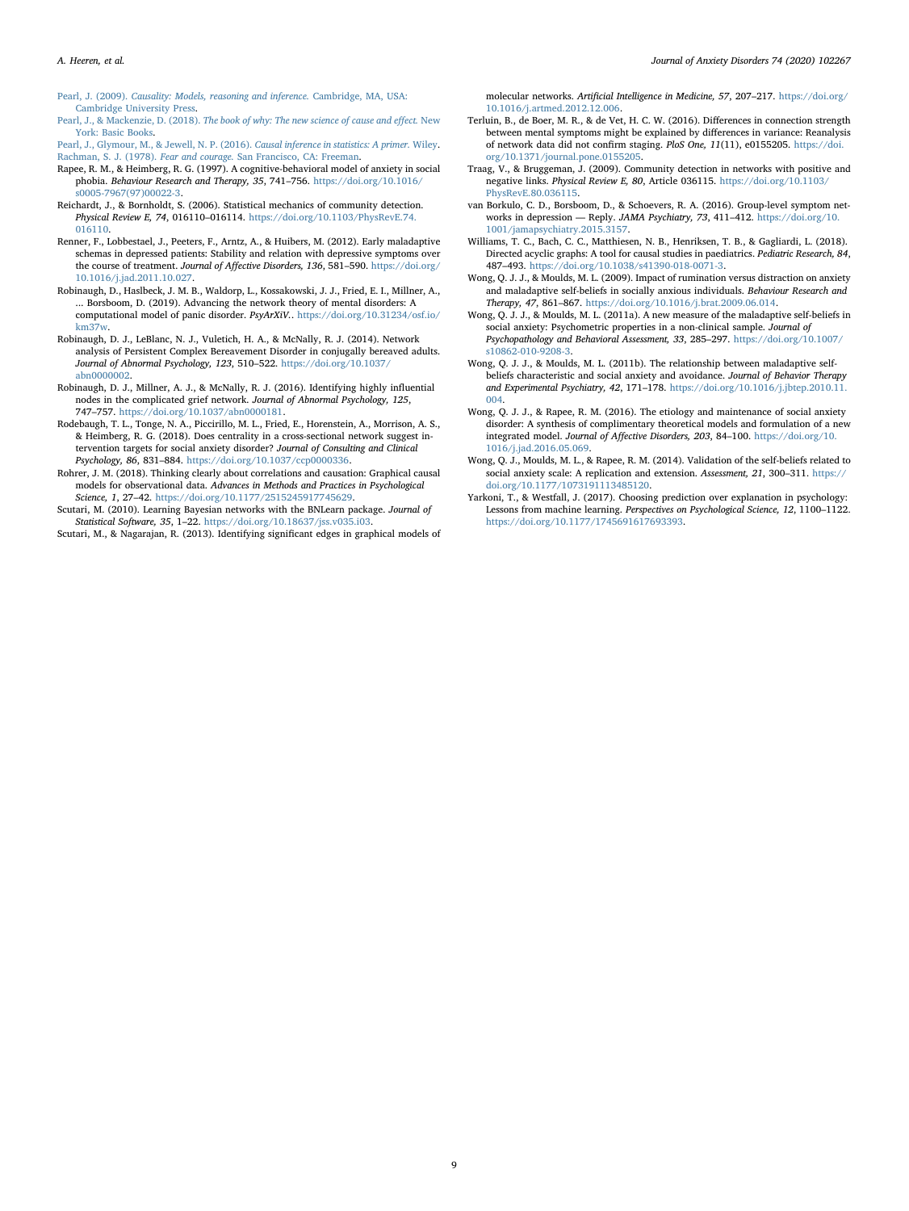Pearl, J. (2009). *Causality: Models, reasoning and inference.* Cambridge, MA, USA: Cambridge University Press.

Pearl, J., & Mackenzie, D. (2018). *The book of why: The new science of cause and effect.* New York: Basic Books.

Pearl, J., Glymour, M., & Jewell, N. P. (2016). *Causal inference in statistics: A primer.* Wiley.

Rachman, S. J. (1978). *Fear and courage.* San Francisco, CA: Freeman.

Rapee, R. M., & Heimberg, R. G. (1997). A cognitive-behavioral model of anxiety in social phobia. *Behaviour Research and Therapy, 35*, 741–756. https://doi.org/10.1016/s0005-7967(97)00022-3.

Reichardt, J., & Bornholdt, S. (2006). Statistical mechanics of community detection. *Physical Review E, 74*, 016110–016114. https://doi.org/10.1103/PhysRevE.74.016110.

Renner, F., Lobbestael, J., Peeters, F., Arntz, A., & Huibers, M. (2012). Early maladaptive schemas in depressed patients: Stability and relation with depressive symptoms over the course of treatment. *Journal of Affective Disorders, 136*, 581–590. https://doi.org/10.1016/j.jad.2011.10.027.

Robinaugh, D., Haslbeck, J. M. B., Waldorp, L., Kossakowski, J. J., Fried, E. I., Millner, A., ... Borsboom, D. (2019). Advancing the network theory of mental disorders: A computational model of panic disorder. *PsyArXiV.*. https://doi.org/10.31234/osf.io/km37w.

Robinaugh, D. J., LeBlanc, N. J., Vuletich, H. A., & McNally, R. J. (2014). Network analysis of Persistent Complex Bereavement Disorder in conjugally bereaved adults. *Journal of Abnormal Psychology, 123*, 510–522. https://doi.org/10.1037/abn0000002.

Robinaugh, D. J., Millner, A. J., & McNally, R. J. (2016). Identifying highly influential nodes in the complicated grief network. *Journal of Abnormal Psychology, 125*, 747–757. https://doi.org/10.1037/abn0000181.

Rodebaugh, T. L., Tonge, N. A., Piccirillo, M. L., Fried, E., Horenstein, A., Morrison, A. S., & Heimberg, R. G. (2018). Does centrality in a cross-sectional network suggest intervention targets for social anxiety disorder? *Journal of Consulting and Clinical Psychology, 86*, 831–884. https://doi.org/10.1037/ccp0000336.

Rohrer, J. M. (2018). Thinking clearly about correlations and causation: Graphical causal models for observational data. *Advances in Methods and Practices in Psychological Science, 1*, 27–42. https://doi.org/10.1177/2515245917745629.

Scutari, M. (2010). Learning Bayesian networks with the BNLearn package. *Journal of Statistical Software, 35*, 1–22. https://doi.org/10.18637/jss.v035.i03.

Scutari, M., & Nagarajan, R. (2013). Identifying significant edges in graphical models of molecular networks. *Artificial Intelligence in Medicine, 57*, 207–217. https://doi.org/10.1016/j.artmed.2012.12.006.

Terluin, B., de Boer, M. R., & de Vet, H. C. W. (2016). Differences in connection strength between mental symptoms might be explained by differences in variance: Reanalysis of network data did not confirm staging. *PloS One, 11*(11), e0155205. https://doi.org/10.1371/journal.pone.0155205.

Traag, V., & Bruggeman, J. (2009). Community detection in networks with positive and negative links. *Physical Review E, 80*, Article 036115. https://doi.org/10.1103/PhysRevE.80.036115.

van Borkulo, C. D., Borsboom, D., & Schoevers, R. A. (2016). Group-level symptom networks in depression — Reply. *JAMA Psychiatry, 73*, 411–412. https://doi.org/10.1001/jamapsychiatry.2015.3157.

Williams, T. C., Bach, C. C., Matthiesen, N. B., Henriksen, T. B., & Gagliardi, L. (2018). Directed acyclic graphs: A tool for causal studies in paediatrics. *Pediatric Research, 84*, 487–493. https://doi.org/10.1038/s41390-018-0071-3.

Wong, Q. J. J., & Moulds, M. L. (2009). Impact of rumination versus distraction on anxiety and maladaptive self-beliefs in socially anxious individuals. *Behaviour Research and Therapy, 47*, 861–867. https://doi.org/10.1016/j.brat.2009.06.014.

Wong, Q. J. J., & Moulds, M. L. (2011a). A new measure of the maladaptive self-beliefs in social anxiety: Psychometric properties in a non-clinical sample. *Journal of Psychopathology and Behavioral Assessment, 33*, 285–297. https://doi.org/10.1007/s10862-010-9208-3.

Wong, Q. J. J., & Moulds, M. L. (2011b). The relationship between maladaptive self-beliefs characteristic and social anxiety and avoidance. *Journal of Behavior Therapy and Experimental Psychiatry, 42*, 171–178. https://doi.org/10.1016/j.jbtep.2010.11.004.

Wong, Q. J. J., & Rapee, R. M. (2016). The etiology and maintenance of social anxiety disorder: A synthesis of complimentary theoretical models and formulation of a new integrated model. *Journal of Affective Disorders, 203*, 84–100. https://doi.org/10.1016/j.jad.2016.05.069.

Wong, Q. J., Moulds, M. L., & Rapee, R. M. (2014). Validation of the self-beliefs related to social anxiety scale: A replication and extension. *Assessment, 21*, 300–311. https://doi.org/10.1177/1073191113485120.

Yarkoni, T., & Westfall, J. (2017). Choosing prediction over explanation in psychology: Lessons from machine learning. *Perspectives on Psychological Science, 12*, 1100–1122. https://doi.org/10.1177/1745691617693393.